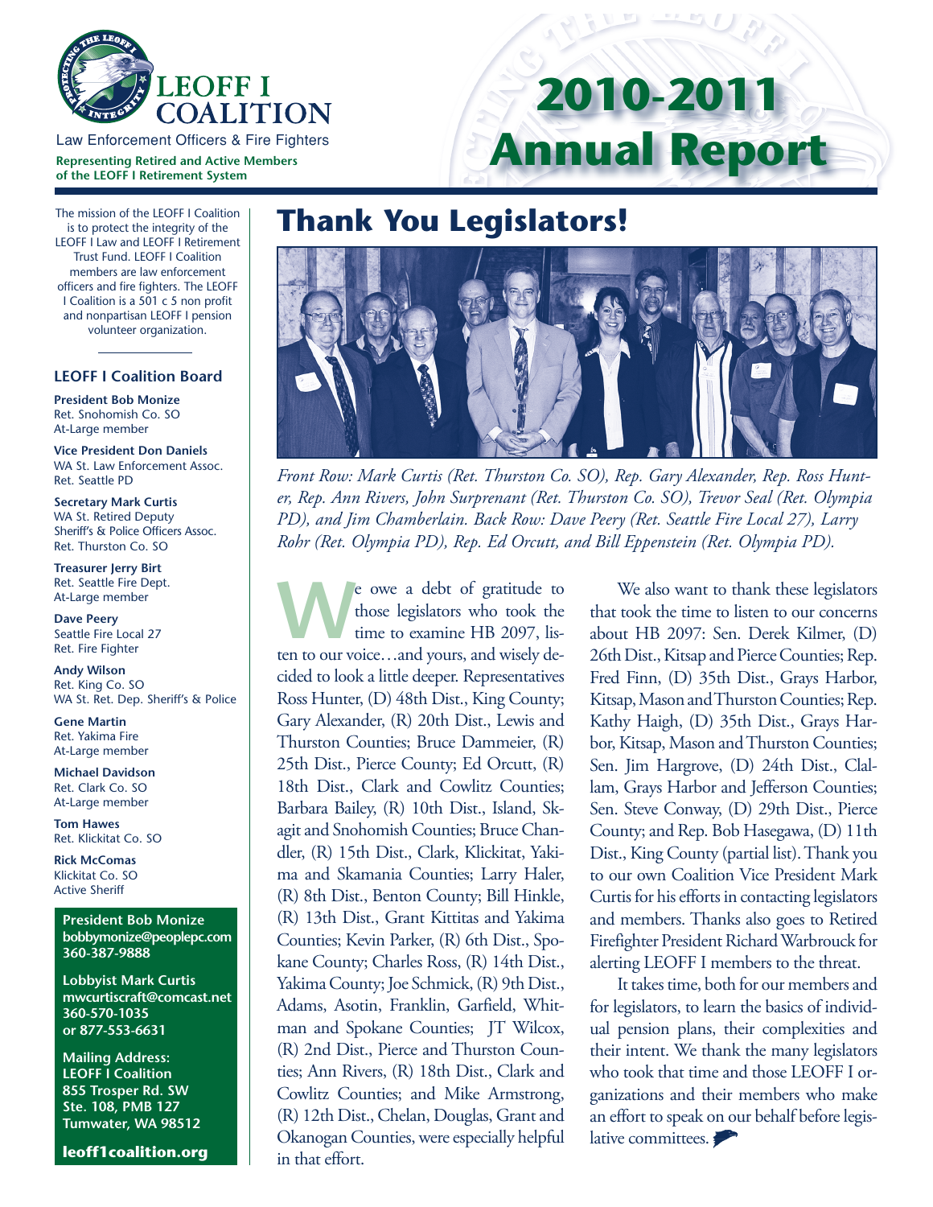# LEOFF I COALITION

Law Enforcement Officers & Fire Fighters

**Representing Retired and Active Members of the LEOFF I Retirement System**

# 2010-2011 Annual Report

The mission of the LEOFF I Coalition is to protect the integrity of the LEOFF I Law and LEOFF I Retirement Trust Fund. LEOFF I Coalition members are law enforcement officers and fire fighters. The LEOFF I Coalition is a 501 c 5 non profit and nonpartisan LEOFF I pension volunteer organization.

### LEOFF I Coalition Board

**President Bob Monize**
Ret. Snohomish Co. SO
At-Large member

**Vice President Don Daniels**
WA St. Law Enforcement Assoc.
Ret. Seattle PD

**Secretary Mark Curtis**
WA St. Retired Deputy Sheriff's & Police Officers Assoc.
Ret. Thurston Co. SO

**Treasurer Jerry Birt**
Ret. Seattle Fire Dept.
At-Large member

**Dave Peery**
Seattle Fire Local 27
Ret. Fire Fighter

**Andy Wilson**
Ret. King Co. SO
WA St. Ret. Dep. Sheriff's & Police

**Gene Martin**
Ret. Yakima Fire
At-Large member

**Michael Davidson**
Ret. Clark Co. SO
At-Large member

**Tom Hawes**
Ret. Klickitat Co. SO

**Rick McComas**
Klickitat Co. SO
Active Sheriff

**President Bob Monize**
**bobbymonize@peoplepc.com**
**360-387-9888**

**Lobbyist Mark Curtis**
**mwcurtiscraft@comcast.net**
**360-570-1035**
**or 877-553-6631**

**Mailing Address:**
**LEOFF I Coalition**
**855 Trosper Rd. SW**
**Ste. 108, PMB 127**
**Tumwater, WA 98512**

**leoff1coalition.org**

## Thank You Legislators!

*Front Row: Mark Curtis (Ret. Thurston Co. SO), Rep. Gary Alexander, Rep. Ross Hunter, Rep. Ann Rivers, John Surprenant (Ret. Thurston Co. SO), Trevor Seal (Ret. Olympia PD), and Jim Chamberlain. Back Row: Dave Peery (Ret. Seattle Fire Local 27), Larry Rohr (Ret. Olympia PD), Rep. Ed Orcutt, and Bill Eppenstein (Ret. Olympia PD).*

We owe a debt of gratitude to those legislators who took the time to examine HB 2097, listen to our voice…and yours, and wisely decided to look a little deeper. Representatives Ross Hunter, (D) 48th Dist., King County; Gary Alexander, (R) 20th Dist., Lewis and Thurston Counties; Bruce Dammeier, (R) 25th Dist., Pierce County; Ed Orcutt, (R) 18th Dist., Clark and Cowlitz Counties; Barbara Bailey, (R) 10th Dist., Island, Skagit and Snohomish Counties; Bruce Chandler, (R) 15th Dist., Clark, Klickitat, Yakima and Skamania Counties; Larry Haler, (R) 8th Dist., Benton County; Bill Hinkle, (R) 13th Dist., Grant Kittitas and Yakima Counties; Kevin Parker, (R) 6th Dist., Spokane County; Charles Ross, (R) 14th Dist., Yakima County; Joe Schmick, (R) 9th Dist., Adams, Asotin, Franklin, Garfield, Whitman and Spokane Counties; JT Wilcox, (R) 2nd Dist., Pierce and Thurston Counties; Ann Rivers, (R) 18th Dist., Clark and Cowlitz Counties; and Mike Armstrong, (R) 12th Dist., Chelan, Douglas, Grant and Okanogan Counties, were especially helpful in that effort.

We also want to thank these legislators that took the time to listen to our concerns about HB 2097: Sen. Derek Kilmer, (D) 26th Dist., Kitsap and Pierce Counties; Rep. Fred Finn, (D) 35th Dist., Grays Harbor, Kitsap, Mason and Thurston Counties; Rep. Kathy Haigh, (D) 35th Dist., Grays Harbor, Kitsap, Mason and Thurston Counties; Sen. Jim Hargrove, (D) 24th Dist., Clallam, Grays Harbor and Jefferson Counties; Sen. Steve Conway, (D) 29th Dist., Pierce County; and Rep. Bob Hasegawa, (D) 11th Dist., King County (partial list). Thank you to our own Coalition Vice President Mark Curtis for his efforts in contacting legislators and members. Thanks also goes to Retired Firefighter President Richard Warbrouck for alerting LEOFF I members to the threat.

It takes time, both for our members and for legislators, to learn the basics of individual pension plans, their complexities and their intent. We thank the many legislators who took that time and those LEOFF I organizations and their members who make an effort to speak on our behalf before legislative committees.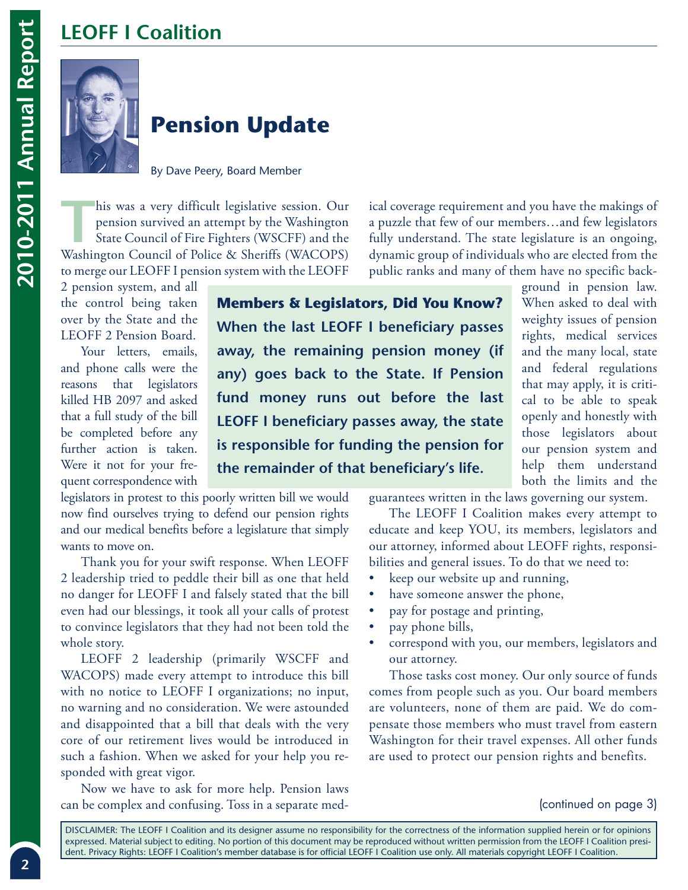# LEOFF I Coalition

## Pension Update

By Dave Peery, Board Member

This was a very difficult legislative session. Our pension survived an attempt by the Washington State Council of Fire Fighters (WSCFF) and the Washington Council of Police & Sheriffs (WACOPS) to merge our LEOFF I pension system with the LEOFF 2 pension system, and all the control being taken over by the State and the LEOFF 2 Pension Board.

Your letters, emails, and phone calls were the reasons that legislators killed HB 2097 and asked that a full study of the bill be completed before any further action is taken. Were it not for your frequent correspondence with legislators in protest to this poorly written bill we would now find ourselves trying to defend our pension rights and our medical benefits before a legislature that simply wants to move on.

Thank you for your swift response. When LEOFF 2 leadership tried to peddle their bill as one that held no danger for LEOFF I and falsely stated that the bill even had our blessings, it took all your calls of protest to convince legislators that they had not been told the whole story.

LEOFF 2 leadership (primarily WSCFF and WACOPS) made every attempt to introduce this bill with no notice to LEOFF I organizations; no input, no warning and no consideration. We were astounded and disappointed that a bill that deals with the very core of our retirement lives would be introduced in such a fashion. When we asked for your help you responded with great vigor.

Now we have to ask for more help. Pension laws can be complex and confusing. Toss in a separate medical coverage requirement and you have the makings of a puzzle that few of our members…and few legislators fully understand. The state legislature is an ongoing, dynamic group of individuals who are elected from the public ranks and many of them have no specific background in pension law. When asked to deal with weighty issues of pension rights, medical services and the many local, state and federal regulations that may apply, it is critical to be able to speak openly and honestly with those legislators about our pension system and help them understand both the limits and the guarantees written in the laws governing our system.

**Members & Legislators, Did You Know? When the last LEOFF I beneficiary passes away, the remaining pension money (if any) goes back to the State. If Pension fund money runs out before the last LEOFF I beneficiary passes away, the state is responsible for funding the pension for the remainder of that beneficiary's life.**

The LEOFF I Coalition makes every attempt to educate and keep YOU, its members, legislators and our attorney, informed about LEOFF rights, responsibilities and general issues. To do that we need to:

- keep our website up and running,
- have someone answer the phone,
- pay for postage and printing,
- pay phone bills,
- correspond with you, our members, legislators and our attorney.

Those tasks cost money. Our only source of funds comes from people such as you. Our board members are volunteers, none of them are paid. We do compensate those members who must travel from eastern Washington for their travel expenses. All other funds are used to protect our pension rights and benefits.

(continued on page 3)

DISCLAIMER: The LEOFF I Coalition and its designer assume no responsibility for the correctness of the information supplied herein or for opinions expressed. Material subject to editing. No portion of this document may be reproduced without written permission from the LEOFF I Coalition president. Privacy Rights: LEOFF I Coalition's member database is for official LEOFF I Coalition use only. All materials copyright LEOFF I Coalition.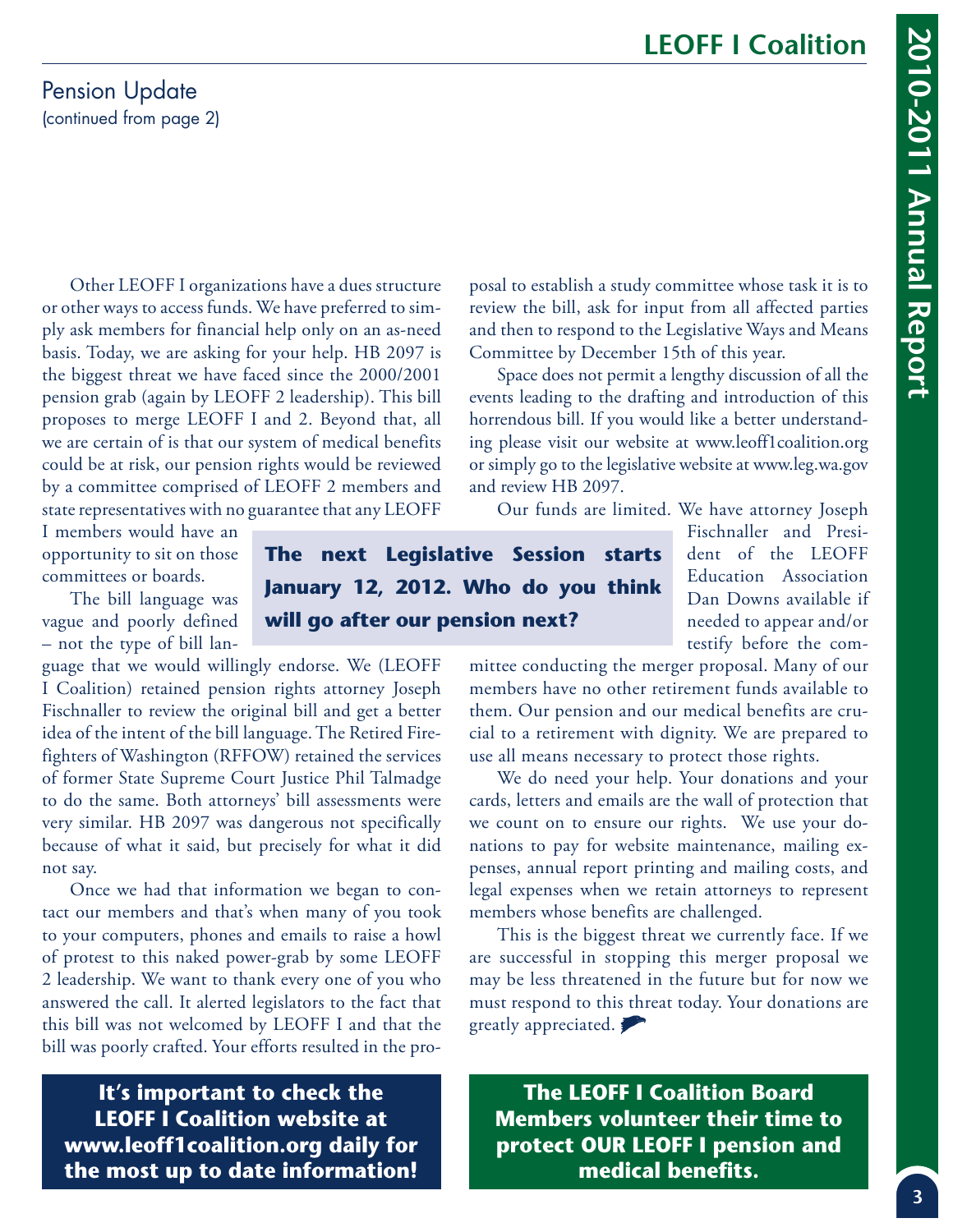## Pension Update

(continued from page 2)

Other LEOFF I organizations have a dues structure or other ways to access funds. We have preferred to simply ask members for financial help only on an as-need basis. Today, we are asking for your help. HB 2097 is the biggest threat we have faced since the 2000/2001 pension grab (again by LEOFF 2 leadership). This bill proposes to merge LEOFF I and 2. Beyond that, all we are certain of is that our system of medical benefits could be at risk, our pension rights would be reviewed by a committee comprised of LEOFF 2 members and state representatives with no guarantee that any LEOFF I members would have an opportunity to sit on those committees or boards.

The bill language was vague and poorly defined – not the type of bill language that we would willingly endorse. We (LEOFF I Coalition) retained pension rights attorney Joseph Fischnaller to review the original bill and get a better idea of the intent of the bill language. The Retired Firefighters of Washington (RFFOW) retained the services of former State Supreme Court Justice Phil Talmadge to do the same. Both attorneys' bill assessments were very similar. HB 2097 was dangerous not specifically because of what it said, but precisely for what it did not say.

Once we had that information we began to contact our members and that's when many of you took to your computers, phones and emails to raise a howl of protest to this naked power-grab by some LEOFF 2 leadership. We want to thank every one of you who answered the call. It alerted legislators to the fact that this bill was not welcomed by LEOFF I and that the bill was poorly crafted. Your efforts resulted in the proposal to establish a study committee whose task it is to review the bill, ask for input from all affected parties and then to respond to the Legislative Ways and Means Committee by December 15th of this year.

Space does not permit a lengthy discussion of all the events leading to the drafting and introduction of this horrendous bill. If you would like a better understanding please visit our website at www.leoff1coalition.org or simply go to the legislative website at www.leg.wa.gov and review HB 2097.

**The next Legislative Session starts January 12, 2012. Who do you think will go after our pension next?**

Our funds are limited. We have attorney Joseph Fischnaller and President of the LEOFF Education Association Dan Downs available if needed to appear and/or testify before the committee conducting the merger proposal. Many of our members have no other retirement funds available to them. Our pension and our medical benefits are crucial to a retirement with dignity. We are prepared to use all means necessary to protect those rights.

We do need your help. Your donations and your cards, letters and emails are the wall of protection that we count on to ensure our rights. We use your donations to pay for website maintenance, mailing expenses, annual report printing and mailing costs, and legal expenses when we retain attorneys to represent members whose benefits are challenged.

This is the biggest threat we currently face. If we are successful in stopping this merger proposal we may be less threatened in the future but for now we must respond to this threat today. Your donations are greatly appreciated.

**It's important to check the LEOFF I Coalition website at www.leoff1coalition.org daily for the most up to date information!**

**The LEOFF I Coalition Board Members volunteer their time to protect OUR LEOFF I pension and medical benefits.**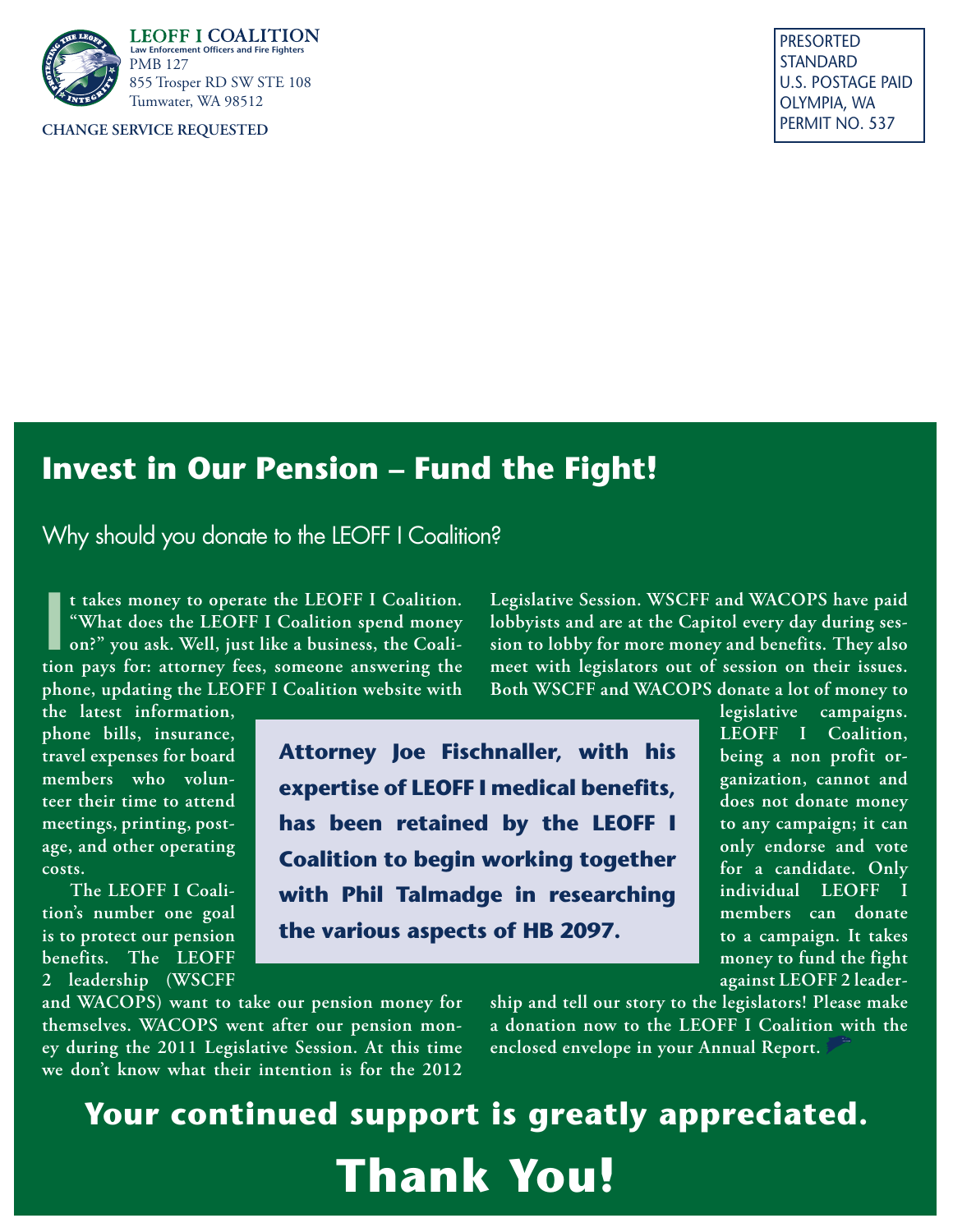**LEOFF I COALITION**
Law Enforcement Officers and Fire Fighters
PMB 127
855 Trosper RD SW STE 108
Tumwater, WA 98512

CHANGE SERVICE REQUESTED

PRESORTED
STANDARD
U.S. POSTAGE PAID
OLYMPIA, WA
PERMIT NO. 537

# Invest in Our Pension – Fund the Fight!

Why should you donate to the LEOFF I Coalition?

**It takes money to operate the LEOFF I Coalition. "What does the LEOFF I Coalition spend money on?" you ask. Well, just like a business, the Coalition pays for: attorney fees, someone answering the phone, updating the LEOFF I Coalition website with the latest information, phone bills, insurance, travel expenses for board members who volunteer their time to attend meetings, printing, postage, and other operating costs.**

**The LEOFF I Coalition's number one goal is to protect our pension benefits. The LEOFF 2 leadership (WSCFF and WACOPS) want to take our pension money for themselves. WACOPS went after our pension money during the 2011 Legislative Session. At this time we don't know what their intention is for the 2012 Legislative Session. WSCFF and WACOPS have paid lobbyists and are at the Capitol every day during session to lobby for more money and benefits. They also meet with legislators out of session on their issues. Both WSCFF and WACOPS donate a lot of money to legislative campaigns. LEOFF I Coalition, being a non profit organization, cannot and does not donate money to any campaign; it can only endorse and vote for a candidate. Only individual LEOFF I members can donate to a campaign. It takes money to fund the fight against LEOFF 2 leadership and tell our story to the legislators! Please make a donation now to the LEOFF I Coalition with the enclosed envelope in your Annual Report.**

**Attorney Joe Fischnaller, with his expertise of LEOFF I medical benefits, has been retained by the LEOFF I Coalition to begin working together with Phil Talmadge in researching the various aspects of HB 2097.**

## Your continued support is greatly appreciated.

# Thank You!